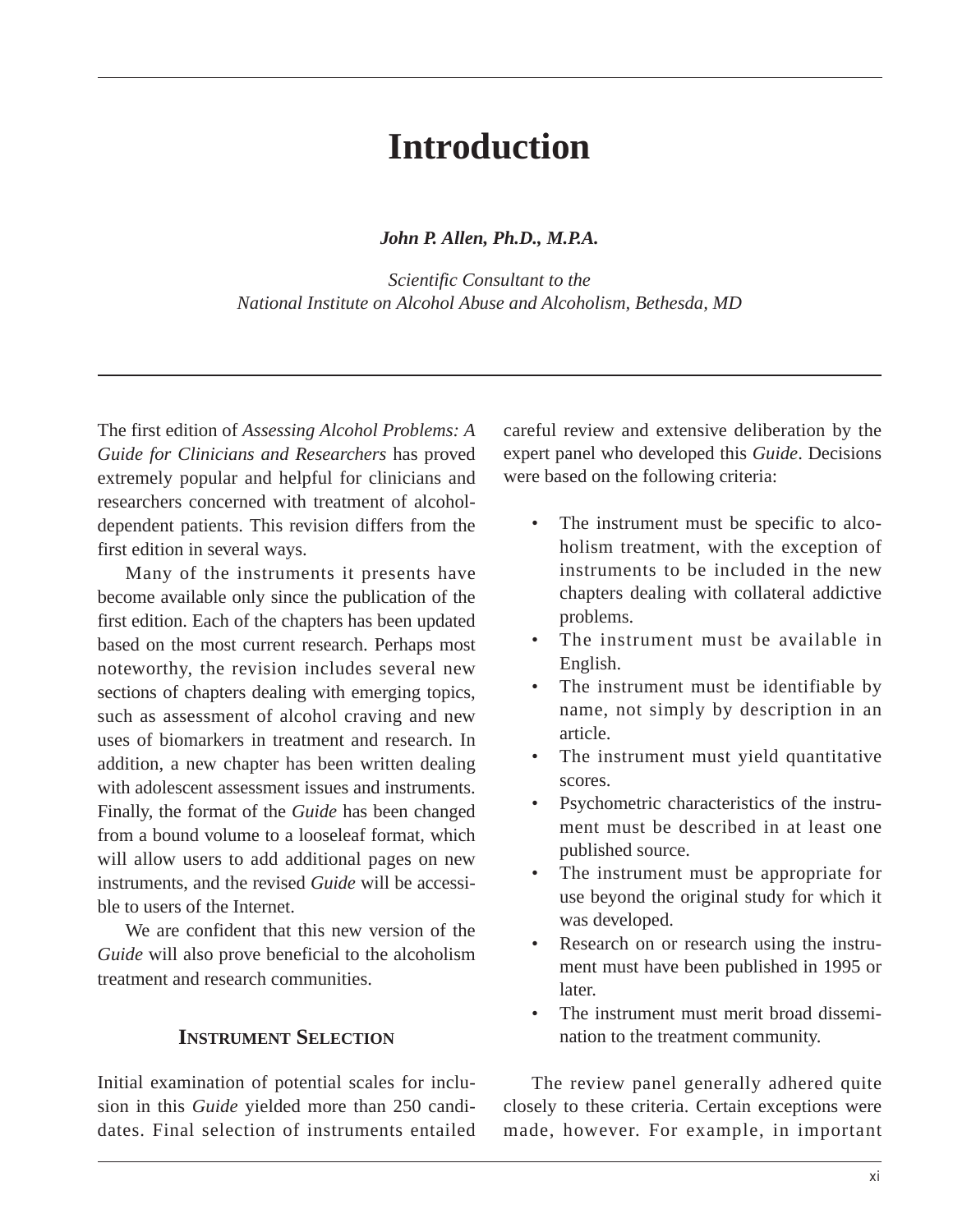# Introduction

***John P. Allen, Ph.D., M.P.A.***

*Scientific Consultant to the*
*National Institute on Alcohol Abuse and Alcoholism, Bethesda, MD*

The first edition of *Assessing Alcohol Problems: A Guide for Clinicians and Researchers* has proved extremely popular and helpful for clinicians and researchers concerned with treatment of alcohol-dependent patients. This revision differs from the first edition in several ways.

Many of the instruments it presents have become available only since the publication of the first edition. Each of the chapters has been updated based on the most current research. Perhaps most noteworthy, the revision includes several new sections of chapters dealing with emerging topics, such as assessment of alcohol craving and new uses of biomarkers in treatment and research. In addition, a new chapter has been written dealing with adolescent assessment issues and instruments. Finally, the format of the *Guide* has been changed from a bound volume to a looseleaf format, which will allow users to add additional pages on new instruments, and the revised *Guide* will be accessible to users of the Internet.

We are confident that this new version of the *Guide* will also prove beneficial to the alcoholism treatment and research communities.

## Instrument Selection

Initial examination of potential scales for inclusion in this *Guide* yielded more than 250 candidates. Final selection of instruments entailed careful review and extensive deliberation by the expert panel who developed this *Guide*. Decisions were based on the following criteria:

- The instrument must be specific to alcoholism treatment, with the exception of instruments to be included in the new chapters dealing with collateral addictive problems.
- The instrument must be available in English.
- The instrument must be identifiable by name, not simply by description in an article.
- The instrument must yield quantitative scores.
- Psychometric characteristics of the instrument must be described in at least one published source.
- The instrument must be appropriate for use beyond the original study for which it was developed.
- Research on or research using the instrument must have been published in 1995 or later.
- The instrument must merit broad dissemination to the treatment community.

The review panel generally adhered quite closely to these criteria. Certain exceptions were made, however. For example, in important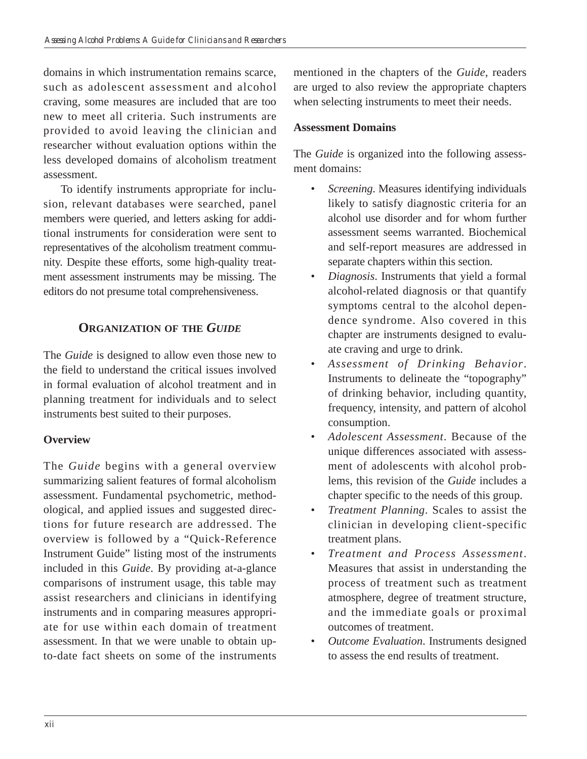domains in which instrumentation remains scarce, such as adolescent assessment and alcohol craving, some measures are included that are too new to meet all criteria. Such instruments are provided to avoid leaving the clinician and researcher without evaluation options within the less developed domains of alcoholism treatment assessment.

To identify instruments appropriate for inclusion, relevant databases were searched, panel members were queried, and letters asking for additional instruments for consideration were sent to representatives of the alcoholism treatment community. Despite these efforts, some high-quality treatment assessment instruments may be missing. The editors do not presume total comprehensiveness.

## Organization of the *Guide*

The *Guide* is designed to allow even those new to the field to understand the critical issues involved in formal evaluation of alcohol treatment and in planning treatment for individuals and to select instruments best suited to their purposes.

### Overview

The *Guide* begins with a general overview summarizing salient features of formal alcoholism assessment. Fundamental psychometric, methodological, and applied issues and suggested directions for future research are addressed. The overview is followed by a "Quick-Reference Instrument Guide" listing most of the instruments included in this *Guide*. By providing at-a-glance comparisons of instrument usage, this table may assist researchers and clinicians in identifying instruments and in comparing measures appropriate for use within each domain of treatment assessment. In that we were unable to obtain up-to-date fact sheets on some of the instruments mentioned in the chapters of the *Guide*, readers are urged to also review the appropriate chapters when selecting instruments to meet their needs.

### Assessment Domains

The *Guide* is organized into the following assessment domains:

- *Screening*. Measures identifying individuals likely to satisfy diagnostic criteria for an alcohol use disorder and for whom further assessment seems warranted. Biochemical and self-report measures are addressed in separate chapters within this section.
- *Diagnosis*. Instruments that yield a formal alcohol-related diagnosis or that quantify symptoms central to the alcohol dependence syndrome. Also covered in this chapter are instruments designed to evaluate craving and urge to drink.
- *Assessment of Drinking Behavior*. Instruments to delineate the "topography" of drinking behavior, including quantity, frequency, intensity, and pattern of alcohol consumption.
- *Adolescent Assessment*. Because of the unique differences associated with assessment of adolescents with alcohol problems, this revision of the *Guide* includes a chapter specific to the needs of this group.
- *Treatment Planning*. Scales to assist the clinician in developing client-specific treatment plans.
- *Treatment and Process Assessment*. Measures that assist in understanding the process of treatment such as treatment atmosphere, degree of treatment structure, and the immediate goals or proximal outcomes of treatment.
- *Outcome Evaluation*. Instruments designed to assess the end results of treatment.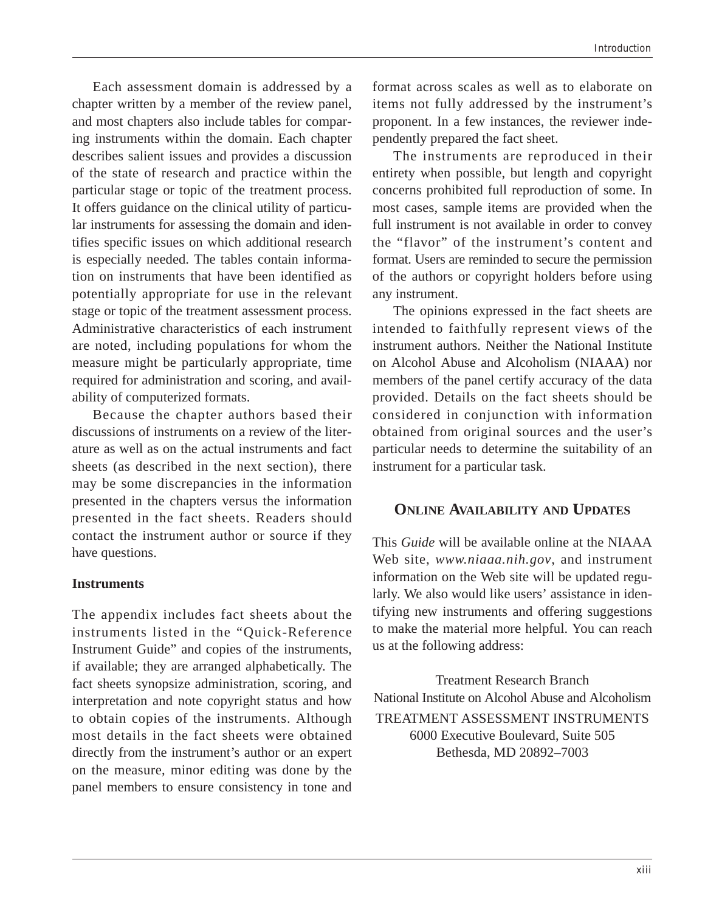Each assessment domain is addressed by a chapter written by a member of the review panel, and most chapters also include tables for comparing instruments within the domain. Each chapter describes salient issues and provides a discussion of the state of research and practice within the particular stage or topic of the treatment process. It offers guidance on the clinical utility of particular instruments for assessing the domain and identifies specific issues on which additional research is especially needed. The tables contain information on instruments that have been identified as potentially appropriate for use in the relevant stage or topic of the treatment assessment process. Administrative characteristics of each instrument are noted, including populations for whom the measure might be particularly appropriate, time required for administration and scoring, and availability of computerized formats.

Because the chapter authors based their discussions of instruments on a review of the literature as well as on the actual instruments and fact sheets (as described in the next section), there may be some discrepancies in the information presented in the chapters versus the information presented in the fact sheets. Readers should contact the instrument author or source if they have questions.

**Instruments**

The appendix includes fact sheets about the instruments listed in the "Quick-Reference Instrument Guide" and copies of the instruments, if available; they are arranged alphabetically. The fact sheets synopsize administration, scoring, and interpretation and note copyright status and how to obtain copies of the instruments. Although most details in the fact sheets were obtained directly from the instrument's author or an expert on the measure, minor editing was done by the panel members to ensure consistency in tone and format across scales as well as to elaborate on items not fully addressed by the instrument's proponent. In a few instances, the reviewer independently prepared the fact sheet.

The instruments are reproduced in their entirety when possible, but length and copyright concerns prohibited full reproduction of some. In most cases, sample items are provided when the full instrument is not available in order to convey the "flavor" of the instrument's content and format. Users are reminded to secure the permission of the authors or copyright holders before using any instrument.

The opinions expressed in the fact sheets are intended to faithfully represent views of the instrument authors. Neither the National Institute on Alcohol Abuse and Alcoholism (NIAAA) nor members of the panel certify accuracy of the data provided. Details on the fact sheets should be considered in conjunction with information obtained from original sources and the user's particular needs to determine the suitability of an instrument for a particular task.

## Online Availability and Updates

This *Guide* will be available online at the NIAAA Web site, *www.niaaa.nih.gov*, and instrument information on the Web site will be updated regularly. We also would like users' assistance in identifying new instruments and offering suggestions to make the material more helpful. You can reach us at the following address:

Treatment Research Branch
National Institute on Alcohol Abuse and Alcoholism
TREATMENT ASSESSMENT INSTRUMENTS
6000 Executive Boulevard, Suite 505
Bethesda, MD 20892–7003